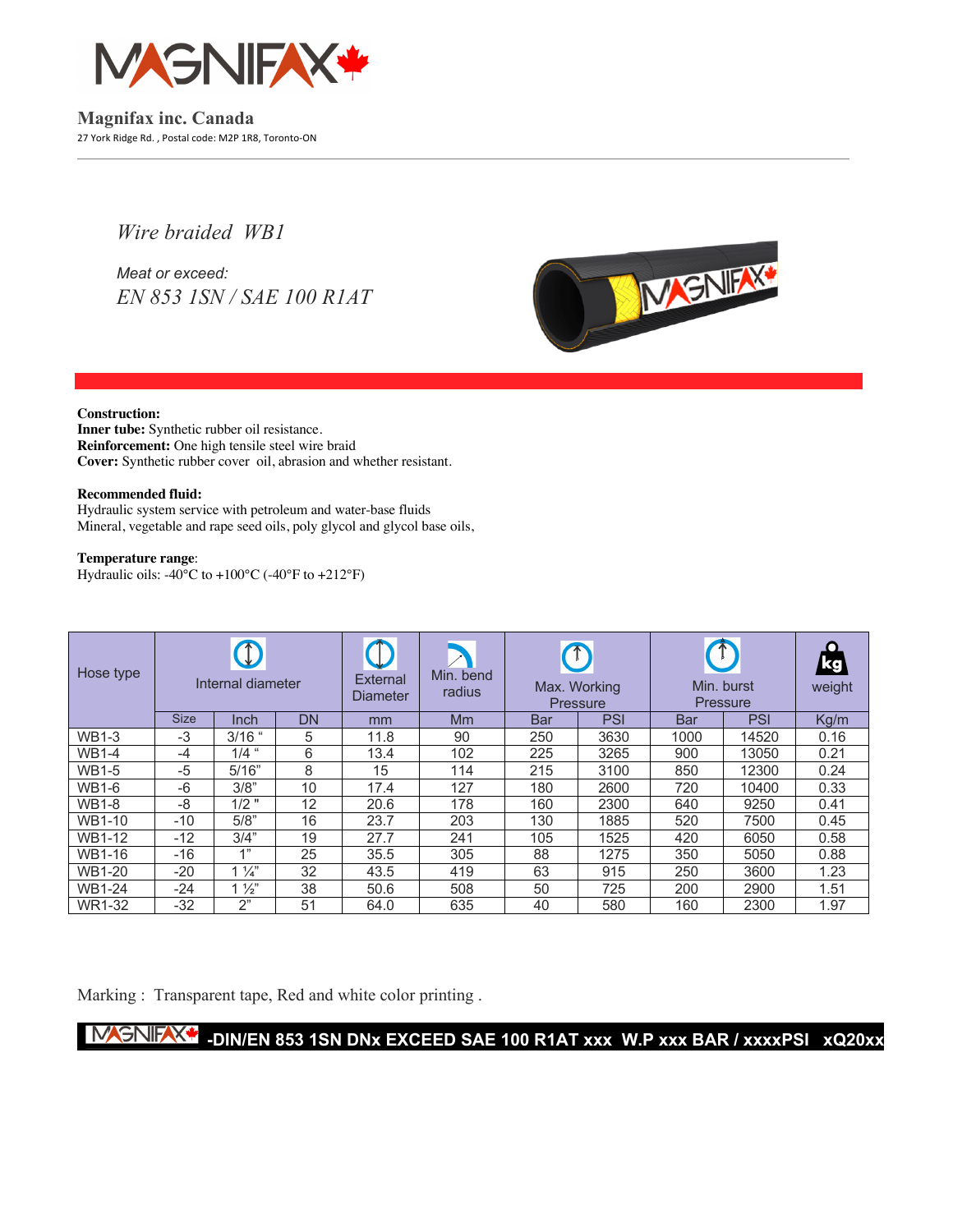**Magnifax inc. Canada**
27 York Ridge Rd. , Postal code: M2P 1R8, Toronto-ON

*Wire braided WB1*

*Meat or exceed:*
*EN 853 1SN / SAE 100 R1AT*

**Construction:**
**Inner tube:** Synthetic rubber oil resistance.
**Reinforcement:** One high tensile steel wire braid
**Cover:** Synthetic rubber cover oil, abrasion and whether resistant.

**Recommended fluid:**
Hydraulic system service with petroleum and water-base fluids
Mineral, vegetable and rape seed oils, poly glycol and glycol base oils,

**Temperature range**:
Hydraulic oils: -40°C to +100°C (-40°F to +212°F)

| Hose type | Internal diameter | | | External Diameter | Min. bend radius | Max. Working Pressure | | Min. burst Pressure | | weight |
|---|---|---|---|---|---|---|---|---|---|---|
| | Size | Inch | DN | mm | Mm | Bar | PSI | Bar | PSI | Kg/m |
| WB1-3 | -3 | 3/16 " | 5 | 11.8 | 90 | 250 | 3630 | 1000 | 14520 | 0.16 |
| WB1-4 | -4 | 1/4 " | 6 | 13.4 | 102 | 225 | 3265 | 900 | 13050 | 0.21 |
| WB1-5 | -5 | 5/16" | 8 | 15 | 114 | 215 | 3100 | 850 | 12300 | 0.24 |
| WB1-6 | -6 | 3/8" | 10 | 17.4 | 127 | 180 | 2600 | 720 | 10400 | 0.33 |
| WB1-8 | -8 | 1/2 " | 12 | 20.6 | 178 | 160 | 2300 | 640 | 9250 | 0.41 |
| WB1-10 | -10 | 5/8" | 16 | 23.7 | 203 | 130 | 1885 | 520 | 7500 | 0.45 |
| WB1-12 | -12 | 3/4" | 19 | 27.7 | 241 | 105 | 1525 | 420 | 6050 | 0.58 |
| WB1-16 | -16 | 1" | 25 | 35.5 | 305 | 88 | 1275 | 350 | 5050 | 0.88 |
| WB1-20 | -20 | 1 ¼" | 32 | 43.5 | 419 | 63 | 915 | 250 | 3600 | 1.23 |
| WB1-24 | -24 | 1 ½" | 38 | 50.6 | 508 | 50 | 725 | 200 | 2900 | 1.51 |
| WR1-32 | -32 | 2" | 51 | 64.0 | 635 | 40 | 580 | 160 | 2300 | 1.97 |

Marking : Transparent tape, Red and white color printing .

**MAGNIFAX -DIN/EN 853 1SN DNx EXCEED SAE 100 R1AT xxx W.P xxx BAR / xxxxPSI xQ20xx**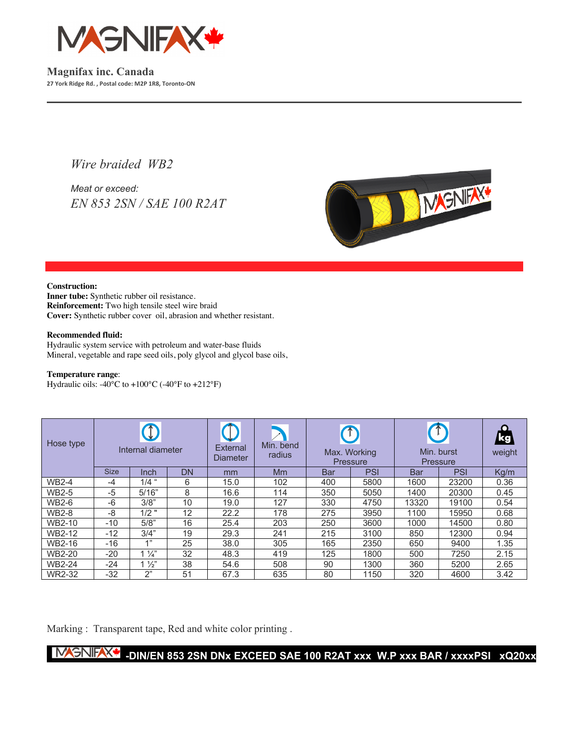**Magnifax inc. Canada**
27 York Ridge Rd. , Postal code: M2P 1R8, Toronto-ON

*Wire braided WB2*

*Meat or exceed:*
*EN 853 2SN / SAE 100 R2AT*

**Construction:**
**Inner tube:** Synthetic rubber oil resistance.
**Reinforcement:** Two high tensile steel wire braid
**Cover:** Synthetic rubber cover oil, abrasion and whether resistant.

**Recommended fluid:**
Hydraulic system service with petroleum and water-base fluids
Mineral, vegetable and rape seed oils, poly glycol and glycol base oils,

**Temperature range**:
Hydraulic oils: -40°C to +100°C (-40°F to +212°F)

| Hose type | Internal diameter | | | External Diameter | Min. bend radius | Max. Working Pressure | | Min. burst Pressure | | weight |
|---|---|---|---|---|---|---|---|---|---|---|
| | Size | Inch | DN | mm | Mm | Bar | PSI | Bar | PSI | Kg/m |
| WB2-4 | -4 | 1/4 " | 6 | 15.0 | 102 | 400 | 5800 | 1600 | 23200 | 0.36 |
| WB2-5 | -5 | 5/16" | 8 | 16.6 | 114 | 350 | 5050 | 1400 | 20300 | 0.45 |
| WB2-6 | -6 | 3/8" | 10 | 19.0 | 127 | 330 | 4750 | 13320 | 19100 | 0.54 |
| WB2-8 | -8 | 1/2 " | 12 | 22.2 | 178 | 275 | 3950 | 1100 | 15950 | 0.68 |
| WB2-10 | -10 | 5/8" | 16 | 25.4 | 203 | 250 | 3600 | 1000 | 14500 | 0.80 |
| WB2-12 | -12 | 3/4" | 19 | 29.3 | 241 | 215 | 3100 | 850 | 12300 | 0.94 |
| WB2-16 | -16 | 1" | 25 | 38.0 | 305 | 165 | 2350 | 650 | 9400 | 1.35 |
| WB2-20 | -20 | 1 ¼" | 32 | 48.3 | 419 | 125 | 1800 | 500 | 7250 | 2.15 |
| WB2-24 | -24 | 1 ½" | 38 | 54.6 | 508 | 90 | 1300 | 360 | 5200 | 2.65 |
| WR2-32 | -32 | 2" | 51 | 67.3 | 635 | 80 | 1150 | 320 | 4600 | 3.42 |

Marking : Transparent tape, Red and white color printing .

MAGNIFAX -DIN/EN 853 2SN DNx EXCEED SAE 100 R2AT xxx W.P xxx BAR / xxxxPSI xQ20xx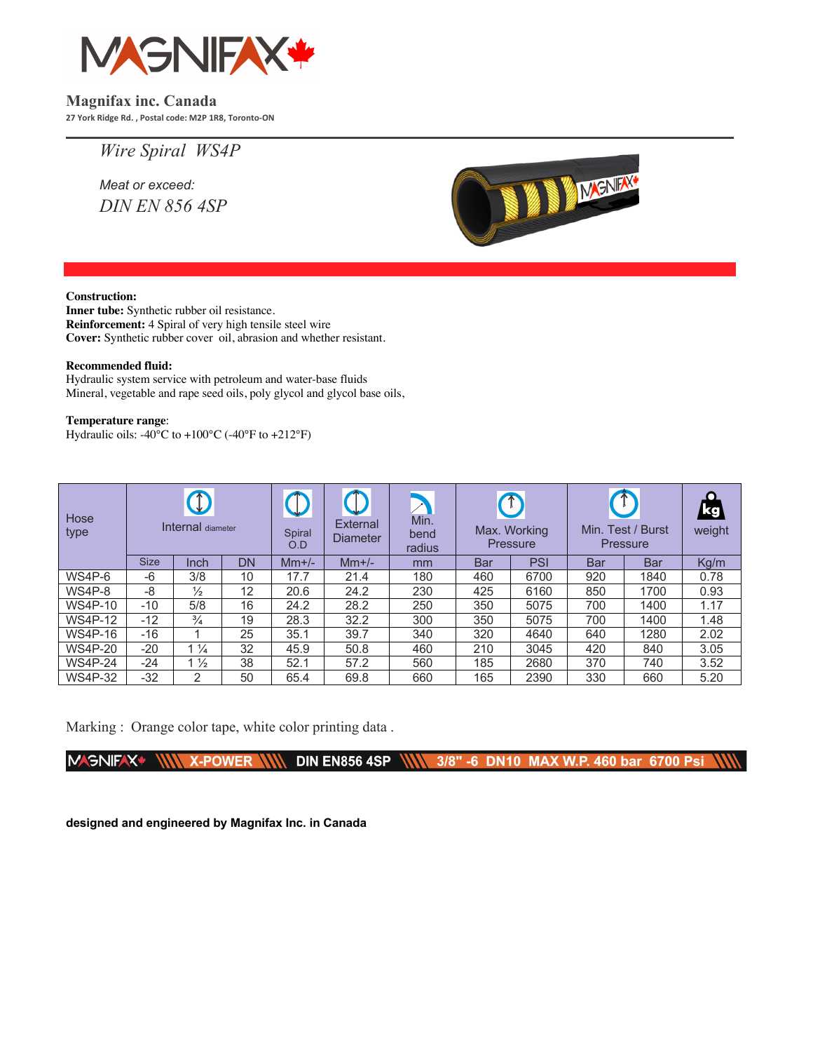**Magnifax inc. Canada**
27 York Ridge Rd. , Postal code: M2P 1R8, Toronto-ON

*Wire Spiral WS4P*

*Meat or exceed:*
*DIN EN 856 4SP*

**Construction:**
**Inner tube:** Synthetic rubber oil resistance.
**Reinforcement:** 4 Spiral of very high tensile steel wire
**Cover:** Synthetic rubber cover oil, abrasion and whether resistant.

**Recommended fluid:**
Hydraulic system service with petroleum and water-base fluids
Mineral, vegetable and rape seed oils, poly glycol and glycol base oils,

**Temperature range**:
Hydraulic oils: -40°C to +100°C (-40°F to +212°F)

| Hose type | Internal diameter | | | Spiral O.D | External Diameter | Min. bend radius | Max. Working Pressure | | Min. Test / Burst Pressure | | weight |
|---|---|---|---|---|---|---|---|---|---|---|---|
| | Size | Inch | DN | Mm+/- | Mm+/- | mm | Bar | PSI | Bar | Bar | Kg/m |
| WS4P-6 | -6 | 3/8 | 10 | 17.7 | 21.4 | 180 | 460 | 6700 | 920 | 1840 | 0.78 |
| WS4P-8 | -8 | ½ | 12 | 20.6 | 24.2 | 230 | 425 | 6160 | 850 | 1700 | 0.93 |
| WS4P-10 | -10 | 5/8 | 16 | 24.2 | 28.2 | 250 | 350 | 5075 | 700 | 1400 | 1.17 |
| WS4P-12 | -12 | ¾ | 19 | 28.3 | 32.2 | 300 | 350 | 5075 | 700 | 1400 | 1.48 |
| WS4P-16 | -16 | 1 | 25 | 35.1 | 39.7 | 340 | 320 | 4640 | 640 | 1280 | 2.02 |
| WS4P-20 | -20 | 1 ¼ | 32 | 45.9 | 50.8 | 460 | 210 | 3045 | 420 | 840 | 3.05 |
| WS4P-24 | -24 | 1 ½ | 38 | 52.1 | 57.2 | 560 | 185 | 2680 | 370 | 740 | 3.52 |
| WS4P-32 | -32 | 2 | 50 | 65.4 | 69.8 | 660 | 165 | 2390 | 330 | 660 | 5.20 |

Marking : Orange color tape, white color printing data .

MAGNIFAX X-POWER DIN EN856 4SP 3/8" -6 DN10 MAX W.P. 460 bar 6700 Psi

**designed and engineered by Magnifax Inc. in Canada**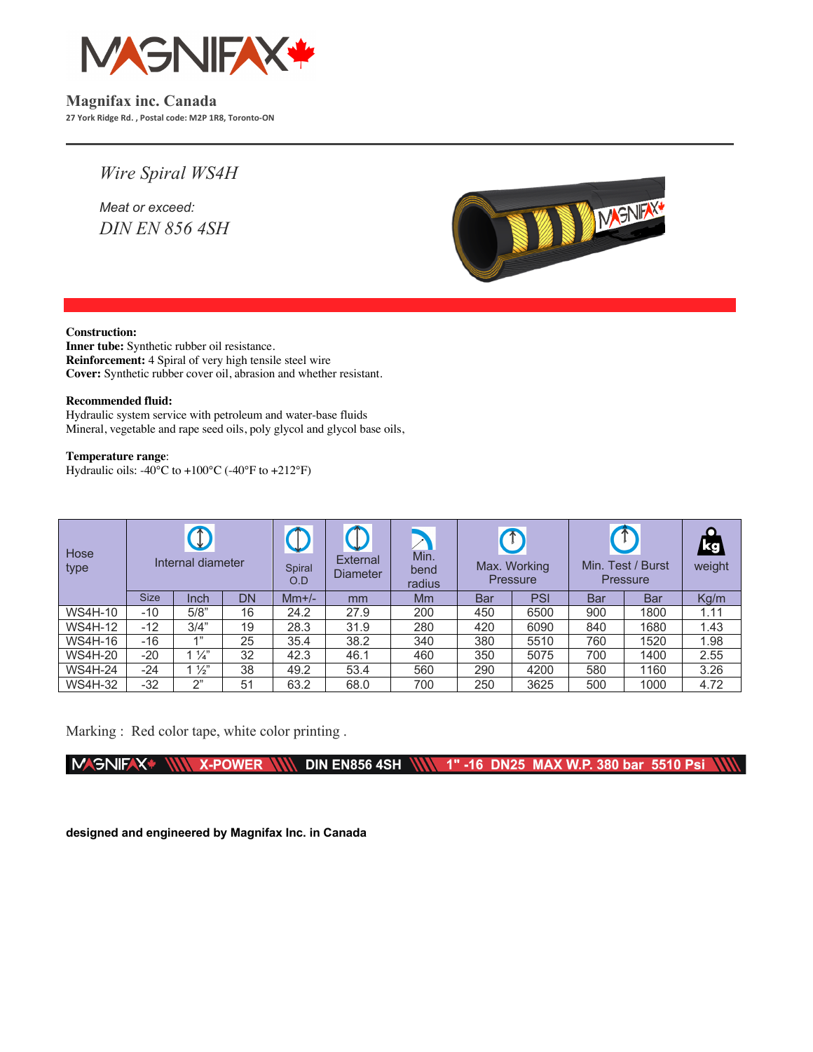**Magnifax inc. Canada**

27 York Ridge Rd. , Postal code: M2P 1R8, Toronto-ON

# *Wire Spiral WS4H*

*Meat or exceed:*

*DIN EN 856 4SH*

**Construction:**
**Inner tube:** Synthetic rubber oil resistance.
**Reinforcement:** 4 Spiral of very high tensile steel wire
**Cover:** Synthetic rubber cover oil, abrasion and whether resistant.

**Recommended fluid:**
Hydraulic system service with petroleum and water-base fluids
Mineral, vegetable and rape seed oils, poly glycol and glycol base oils,

**Temperature range**:
Hydraulic oils: -40°C to +100°C (-40°F to +212°F)

| Hose type | Internal diameter | | | Spiral O.D | External Diameter | Min. bend radius | Max. Working Pressure | | Min. Test / Burst Pressure | | weight |
|---|---|---|---|---|---|---|---|---|---|---|---|
| | Size | Inch | DN | Mm+/- | mm | Mm | Bar | PSI | Bar | Bar | Kg/m |
| WS4H-10 | -10 | 5/8" | 16 | 24.2 | 27.9 | 200 | 450 | 6500 | 900 | 1800 | 1.11 |
| WS4H-12 | -12 | 3/4" | 19 | 28.3 | 31.9 | 280 | 420 | 6090 | 840 | 1680 | 1.43 |
| WS4H-16 | -16 | 1" | 25 | 35.4 | 38.2 | 340 | 380 | 5510 | 760 | 1520 | 1.98 |
| WS4H-20 | -20 | 1 ¼" | 32 | 42.3 | 46.1 | 460 | 350 | 5075 | 700 | 1400 | 2.55 |
| WS4H-24 | -24 | 1 ½" | 38 | 49.2 | 53.4 | 560 | 290 | 4200 | 580 | 1160 | 3.26 |
| WS4H-32 | -32 | 2" | 51 | 63.2 | 68.0 | 700 | 250 | 3625 | 500 | 1000 | 4.72 |

Marking : Red color tape, white color printing .

MAGNIFAX X-POWER DIN EN856 4SH 1" -16 DN25 MAX W.P. 380 bar 5510 Psi

**designed and engineered by Magnifax Inc. in Canada**